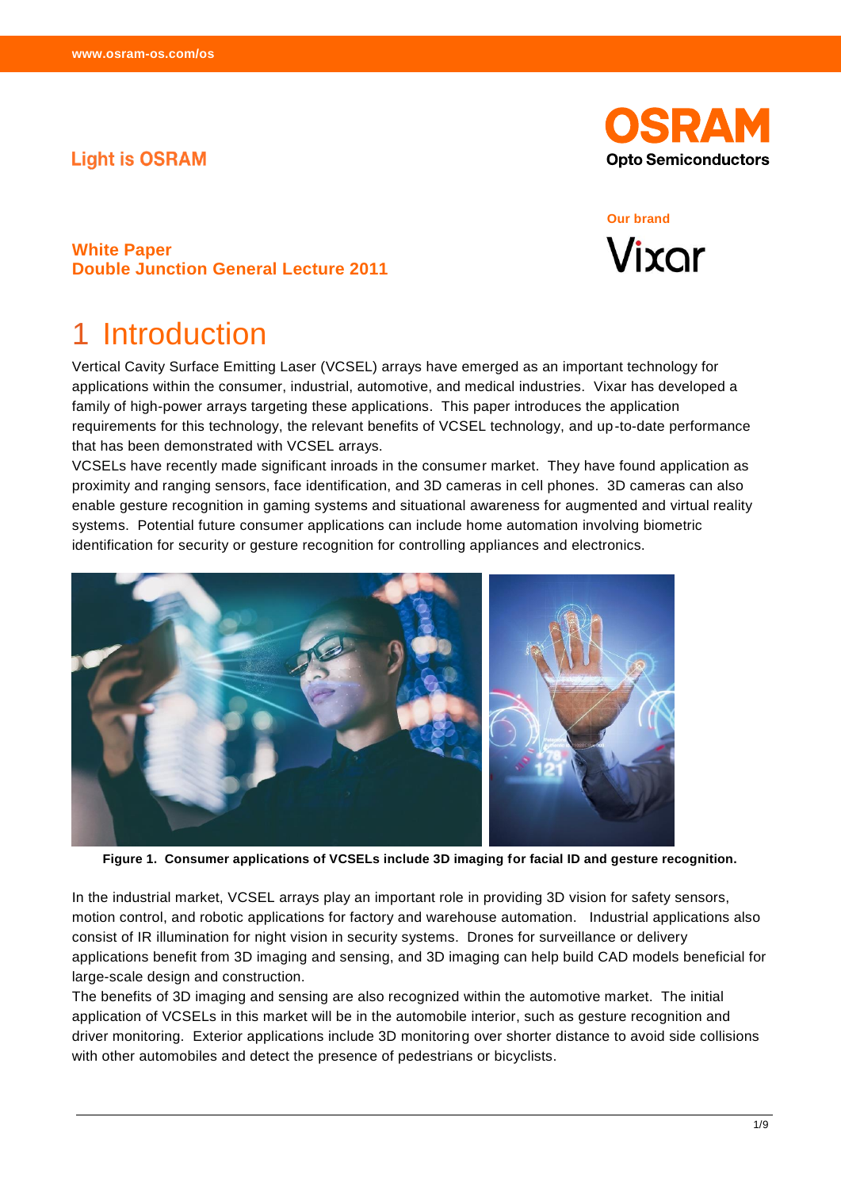Light is OSRAM

**White Paper**
**Double Junction General Lecture 2011**

Our brand

# 1 Introduction

Vertical Cavity Surface Emitting Laser (VCSEL) arrays have emerged as an important technology for applications within the consumer, industrial, automotive, and medical industries. Vixar has developed a family of high-power arrays targeting these applications. This paper introduces the application requirements for this technology, the relevant benefits of VCSEL technology, and up-to-date performance that has been demonstrated with VCSEL arrays.

VCSELs have recently made significant inroads in the consumer market. They have found application as proximity and ranging sensors, face identification, and 3D cameras in cell phones. 3D cameras can also enable gesture recognition in gaming systems and situational awareness for augmented and virtual reality systems. Potential future consumer applications can include home automation involving biometric identification for security or gesture recognition for controlling appliances and electronics.

**Figure 1. Consumer applications of VCSELs include 3D imaging for facial ID and gesture recognition.**

In the industrial market, VCSEL arrays play an important role in providing 3D vision for safety sensors, motion control, and robotic applications for factory and warehouse automation. Industrial applications also consist of IR illumination for night vision in security systems. Drones for surveillance or delivery applications benefit from 3D imaging and sensing, and 3D imaging can help build CAD models beneficial for large-scale design and construction.

The benefits of 3D imaging and sensing are also recognized within the automotive market. The initial application of VCSELs in this market will be in the automobile interior, such as gesture recognition and driver monitoring. Exterior applications include 3D monitoring over shorter distance to avoid side collisions with other automobiles and detect the presence of pedestrians or bicyclists.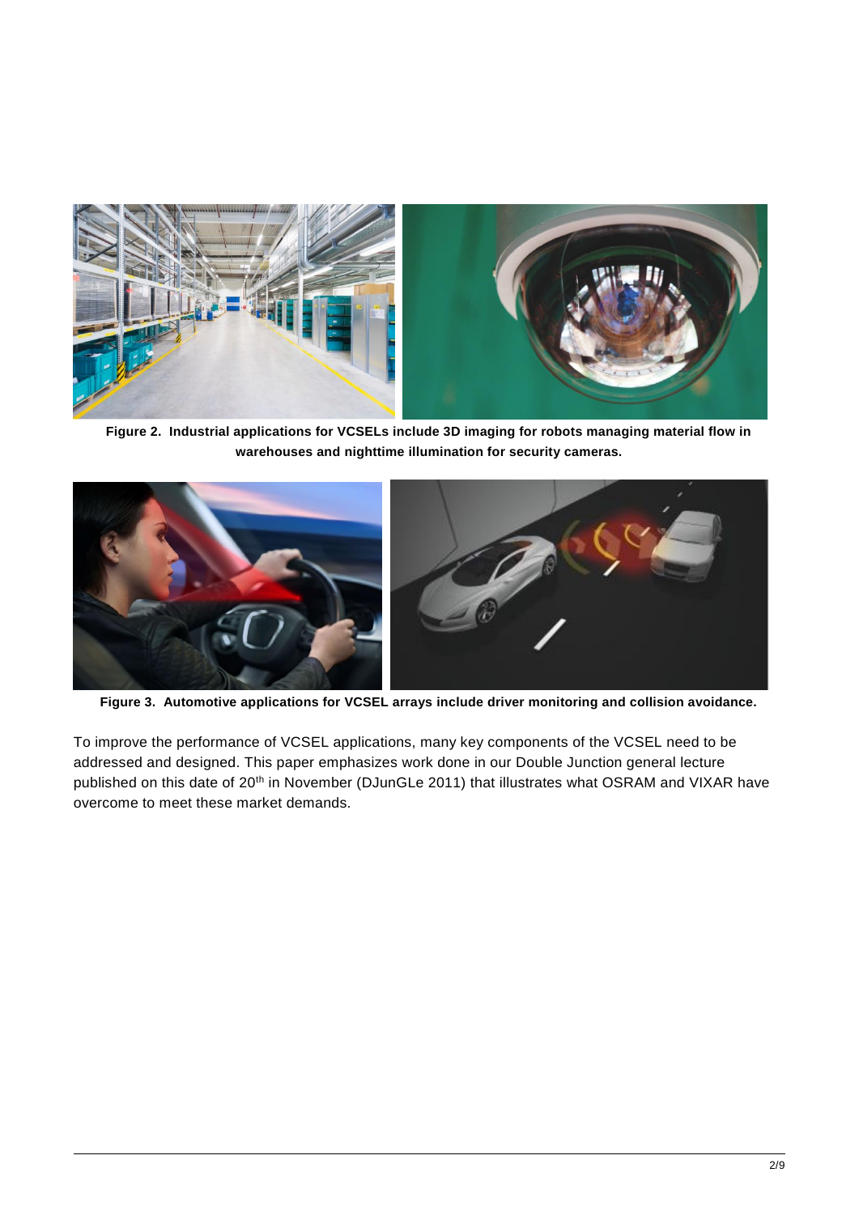**Figure 2. Industrial applications for VCSELs include 3D imaging for robots managing material flow in warehouses and nighttime illumination for security cameras.**

**Figure 3. Automotive applications for VCSEL arrays include driver monitoring and collision avoidance.**

To improve the performance of VCSEL applications, many key components of the VCSEL need to be addressed and designed. This paper emphasizes work done in our Double Junction general lecture published on this date of 20th in November (DJunGLe 2011) that illustrates what OSRAM and VIXAR have overcome to meet these market demands.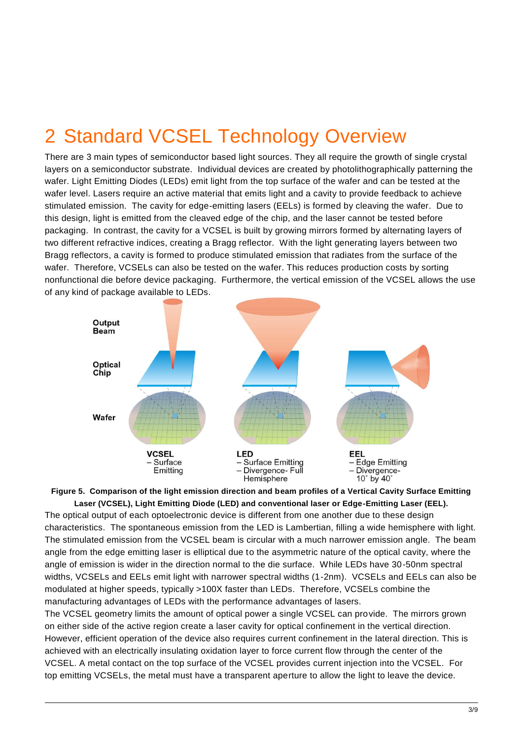# 2 Standard VCSEL Technology Overview

There are 3 main types of semiconductor based light sources. They all require the growth of single crystal layers on a semiconductor substrate. Individual devices are created by photolithographically patterning the wafer. Light Emitting Diodes (LEDs) emit light from the top surface of the wafer and can be tested at the wafer level. Lasers require an active material that emits light and a cavity to provide feedback to achieve stimulated emission. The cavity for edge-emitting lasers (EELs) is formed by cleaving the wafer. Due to this design, light is emitted from the cleaved edge of the chip, and the laser cannot be tested before packaging. In contrast, the cavity for a VCSEL is built by growing mirrors formed by alternating layers of two different refractive indices, creating a Bragg reflector. With the light generating layers between two Bragg reflectors, a cavity is formed to produce stimulated emission that radiates from the surface of the wafer. Therefore, VCSELs can also be tested on the wafer. This reduces production costs by sorting nonfunctional die before device packaging. Furthermore, the vertical emission of the VCSEL allows the use of any kind of package available to LEDs.

Output Beam

Optical Chip

Wafer

**VCSEL**
– Surface Emitting

**LED**
– Surface Emitting
– Divergence- Full Hemisphere

**EEL**
– Edge Emitting
– Divergence- 10° by 40°

**Figure 5. Comparison of the light emission direction and beam profiles of a Vertical Cavity Surface Emitting Laser (VCSEL), Light Emitting Diode (LED) and conventional laser or Edge-Emitting Laser (EEL).**

The optical output of each optoelectronic device is different from one another due to these design characteristics. The spontaneous emission from the LED is Lambertian, filling a wide hemisphere with light. The stimulated emission from the VCSEL beam is circular with a much narrower emission angle. The beam angle from the edge emitting laser is elliptical due to the asymmetric nature of the optical cavity, where the angle of emission is wider in the direction normal to the die surface. While LEDs have 30-50nm spectral widths, VCSELs and EELs emit light with narrower spectral widths (1-2nm). VCSELs and EELs can also be modulated at higher speeds, typically >100X faster than LEDs. Therefore, VCSELs combine the manufacturing advantages of LEDs with the performance advantages of lasers.

The VCSEL geometry limits the amount of optical power a single VCSEL can provide. The mirrors grown on either side of the active region create a laser cavity for optical confinement in the vertical direction. However, efficient operation of the device also requires current confinement in the lateral direction. This is achieved with an electrically insulating oxidation layer to force current flow through the center of the VCSEL. A metal contact on the top surface of the VCSEL provides current injection into the VCSEL. For top emitting VCSELs, the metal must have a transparent aperture to allow the light to leave the device.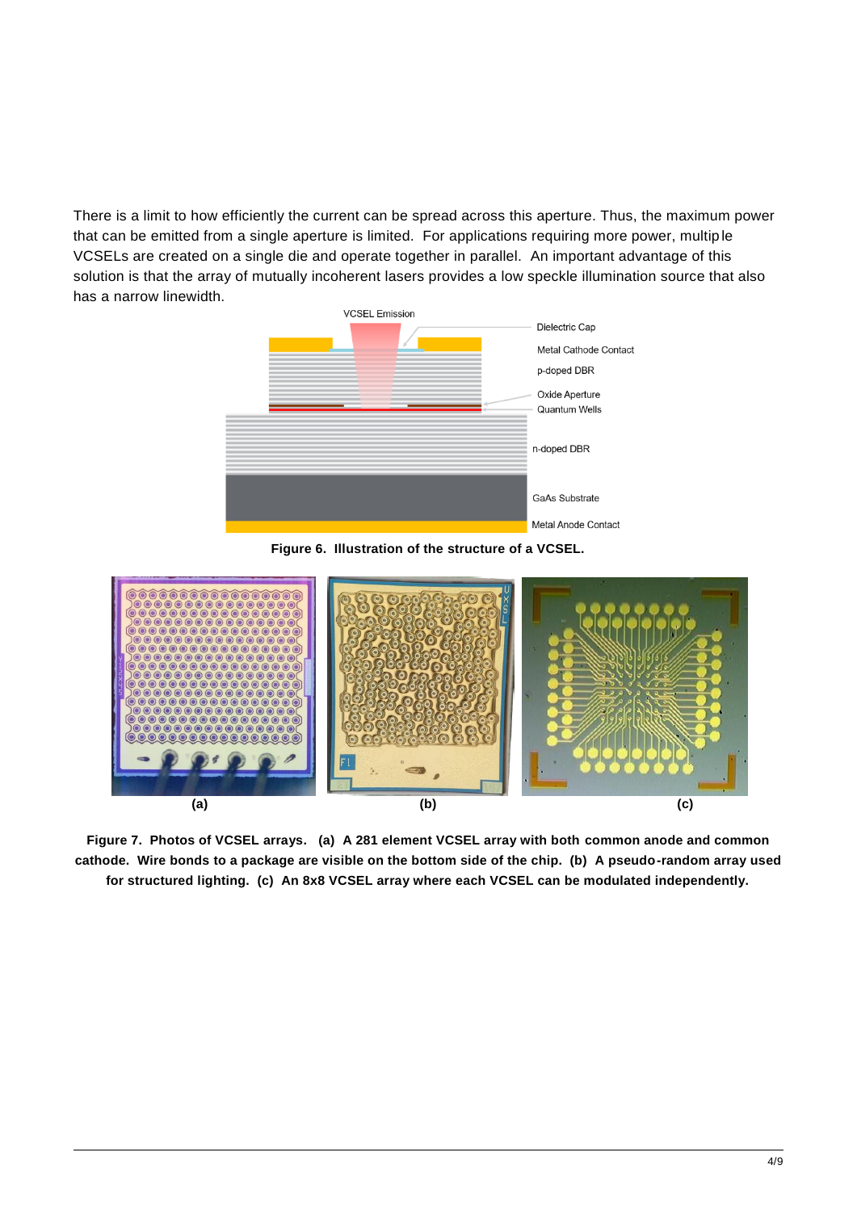There is a limit to how efficiently the current can be spread across this aperture. Thus, the maximum power that can be emitted from a single aperture is limited. For applications requiring more power, multiple VCSELs are created on a single die and operate together in parallel. An important advantage of this solution is that the array of mutually incoherent lasers provides a low speckle illumination source that also has a narrow linewidth.

**Figure 6. Illustration of the structure of a VCSEL.**

**Figure 7. Photos of VCSEL arrays. (a) A 281 element VCSEL array with both common anode and common cathode. Wire bonds to a package are visible on the bottom side of the chip. (b) A pseudo-random array used for structured lighting. (c) An 8x8 VCSEL array where each VCSEL can be modulated independently.**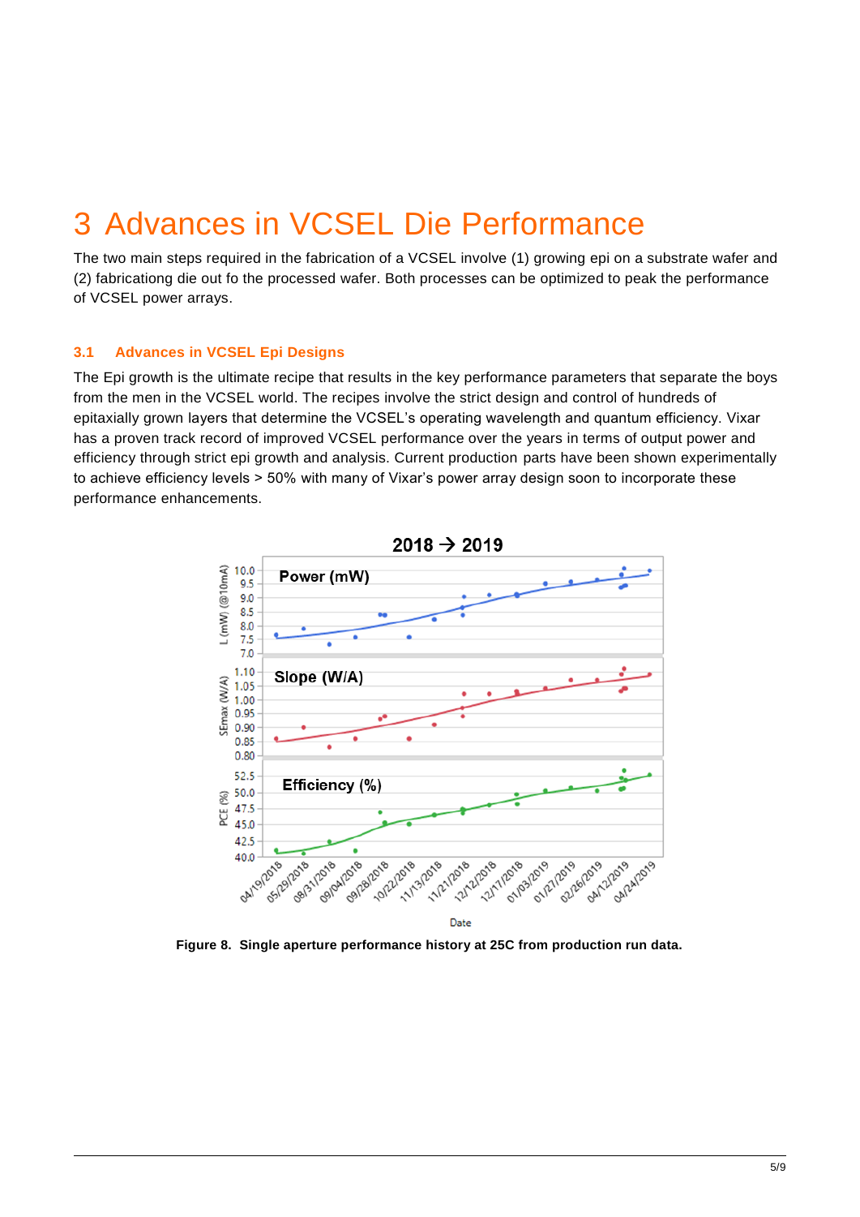# 3 Advances in VCSEL Die Performance

The two main steps required in the fabrication of a VCSEL involve (1) growing epi on a substrate wafer and (2) fabricationg die out fo the processed wafer. Both processes can be optimized to peak the performance of VCSEL power arrays.

## 3.1 Advances in VCSEL Epi Designs

The Epi growth is the ultimate recipe that results in the key performance parameters that separate the boys from the men in the VCSEL world. The recipes involve the strict design and control of hundreds of epitaxially grown layers that determine the VCSEL's operating wavelength and quantum efficiency. Vixar has a proven track record of improved VCSEL performance over the years in terms of output power and efficiency through strict epi growth and analysis. Current production parts have been shown experimentally to achieve efficiency levels > 50% with many of Vixar's power array design soon to incorporate these performance enhancements.

**Figure 8. Single aperture performance history at 25C from production run data.**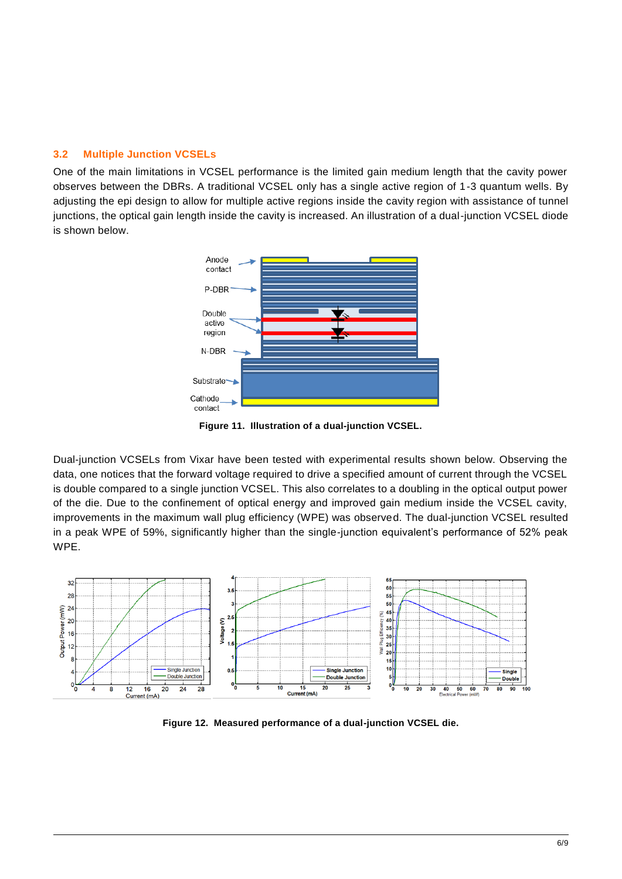### 3.2 Multiple Junction VCSELs

One of the main limitations in VCSEL performance is the limited gain medium length that the cavity power observes between the DBRs. A traditional VCSEL only has a single active region of 1-3 quantum wells. By adjusting the epi design to allow for multiple active regions inside the cavity region with assistance of tunnel junctions, the optical gain length inside the cavity is increased. An illustration of a dual-junction VCSEL diode is shown below.

**Figure 11. Illustration of a dual-junction VCSEL.**

Dual-junction VCSELs from Vixar have been tested with experimental results shown below. Observing the data, one notices that the forward voltage required to drive a specified amount of current through the VCSEL is double compared to a single junction VCSEL. This also correlates to a doubling in the optical output power of the die. Due to the confinement of optical energy and improved gain medium inside the VCSEL cavity, improvements in the maximum wall plug efficiency (WPE) was observed. The dual-junction VCSEL resulted in a peak WPE of 59%, significantly higher than the single-junction equivalent's performance of 52% peak WPE.

**Figure 12. Measured performance of a dual-junction VCSEL die.**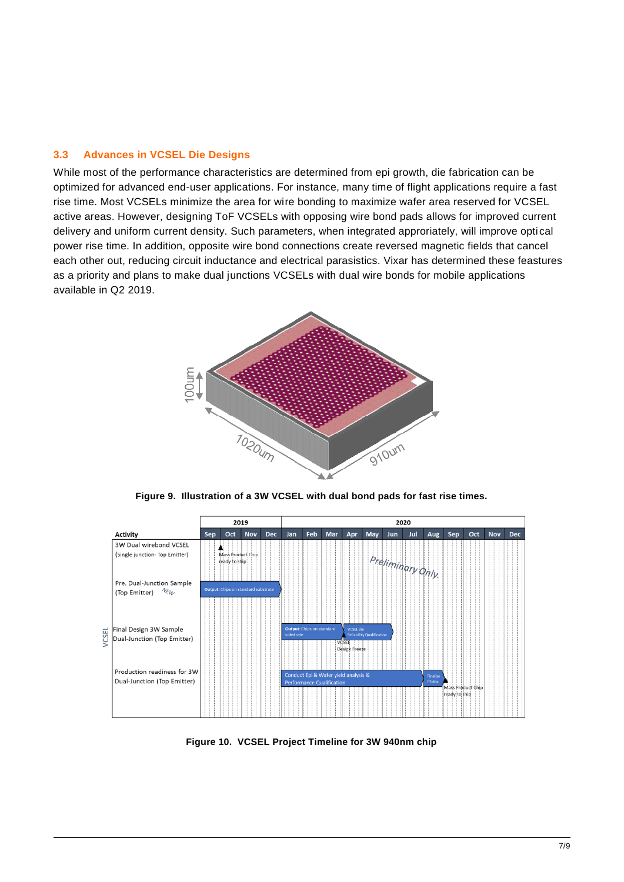### 3.3 Advances in VCSEL Die Designs

While most of the performance characteristics are determined from epi growth, die fabrication can be optimized for advanced end-user applications. For instance, many time of flight applications require a fast rise time. Most VCSELs minimize the area for wire bonding to maximize wafer area reserved for VCSEL active areas. However, designing ToF VCSELs with opposing wire bond pads allows for improved current delivery and uniform current density. Such parameters, when integrated approriately, will improve optical power rise time. In addition, opposite wire bond connections create reversed magnetic fields that cancel each other out, reducing circuit inductance and electrical parasistics. Vixar has determined these feastures as a priority and plans to make dual junctions VCSELs with dual wire bonds for mobile applications available in Q2 2019.

**Figure 9. Illustration of a 3W VCSEL with dual bond pads for fast rise times.**

**Figure 10. VCSEL Project Timeline for 3W 940nm chip**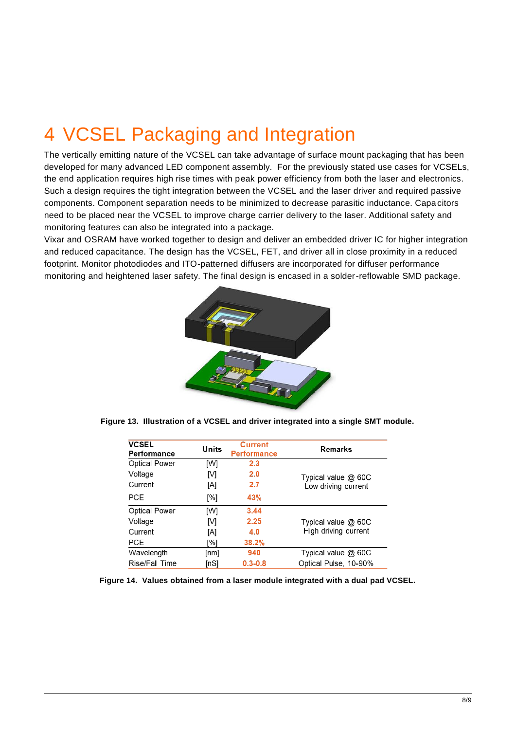# 4 VCSEL Packaging and Integration

The vertically emitting nature of the VCSEL can take advantage of surface mount packaging that has been developed for many advanced LED component assembly. For the previously stated use cases for VCSELs, the end application requires high rise times with peak power efficiency from both the laser and electronics. Such a design requires the tight integration between the VCSEL and the laser driver and required passive components. Component separation needs to be minimized to decrease parasitic inductance. Capacitors need to be placed near the VCSEL to improve charge carrier delivery to the laser. Additional safety and monitoring features can also be integrated into a package.

Vixar and OSRAM have worked together to design and deliver an embedded driver IC for higher integration and reduced capacitance. The design has the VCSEL, FET, and driver all in close proximity in a reduced footprint. Monitor photodiodes and ITO-patterned diffusers are incorporated for diffuser performance monitoring and heightened laser safety. The final design is encased in a solder-reflowable SMD package.

**Figure 13. Illustration of a VCSEL and driver integrated into a single SMT module.**

| VCSEL Performance | Units | Current Performance | Remarks |
|---|---|---|---|
| Optical Power | [W] | 2.3 | Typical value @ 60C<br>Low driving current |
| Voltage | [V] | 2.0 | |
| Current | [A] | 2.7 | |
| PCE | [%] | 43% | |
| Optical Power | [W] | 3.44 | Typical value @ 60C<br>High driving current |
| Voltage | [V] | 2.25 | |
| Current | [A] | 4.0 | |
| PCE | [%] | 38.2% | |
| Wavelength | [nm] | 940 | Typical value @ 60C |
| Rise/Fall Time | [nS] | 0.3-0.8 | Optical Pulse, 10-90% |

**Figure 14. Values obtained from a laser module integrated with a dual pad VCSEL.**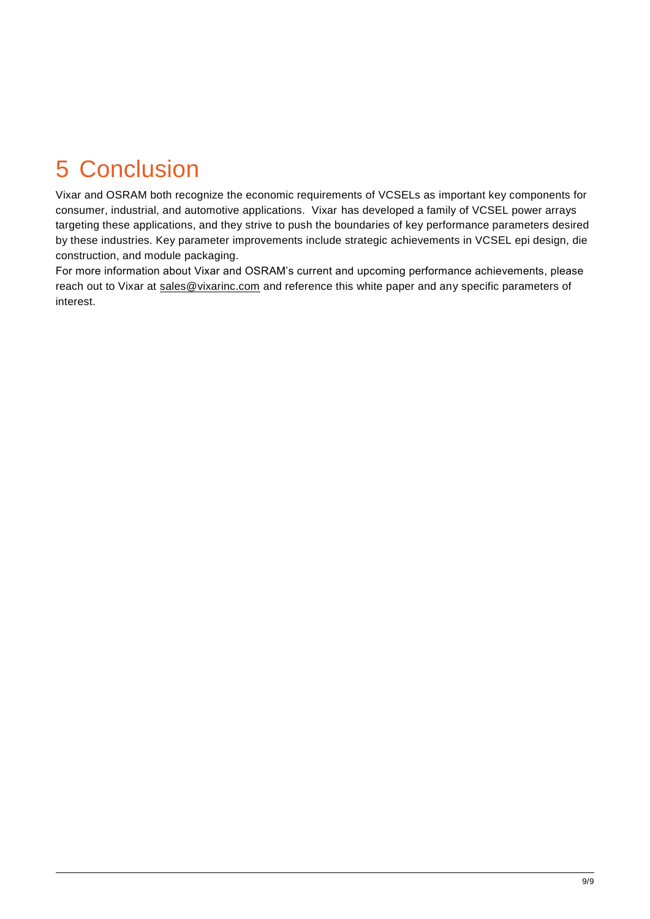# 5 Conclusion

Vixar and OSRAM both recognize the economic requirements of VCSELs as important key components for consumer, industrial, and automotive applications. Vixar has developed a family of VCSEL power arrays targeting these applications, and they strive to push the boundaries of key performance parameters desired by these industries. Key parameter improvements include strategic achievements in VCSEL epi design, die construction, and module packaging.

For more information about Vixar and OSRAM's current and upcoming performance achievements, please reach out to Vixar at sales@vixarinc.com and reference this white paper and any specific parameters of interest.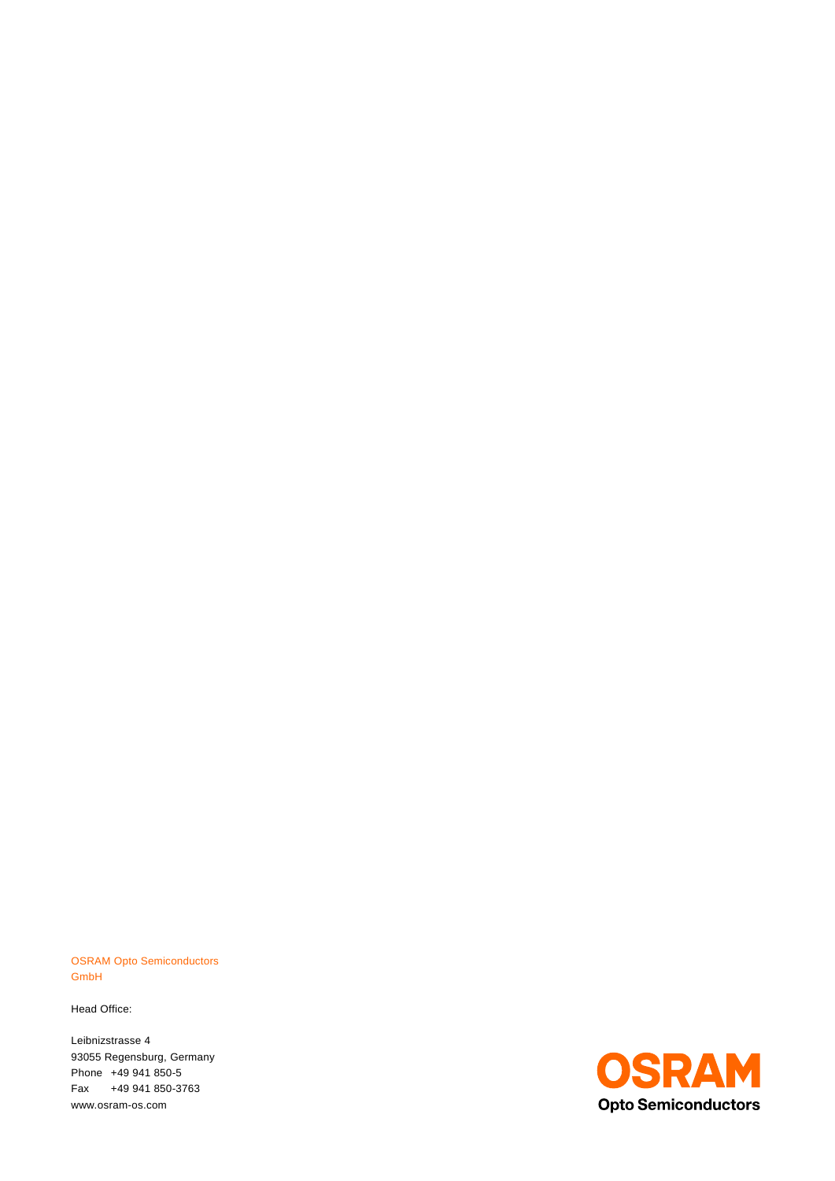OSRAM Opto Semiconductors GmbH

Head Office:

Leibnizstrasse 4
93055 Regensburg, Germany
Phone +49 941 850-5
Fax +49 941 850-3763
www.osram-os.com

OSRAM
Opto Semiconductors